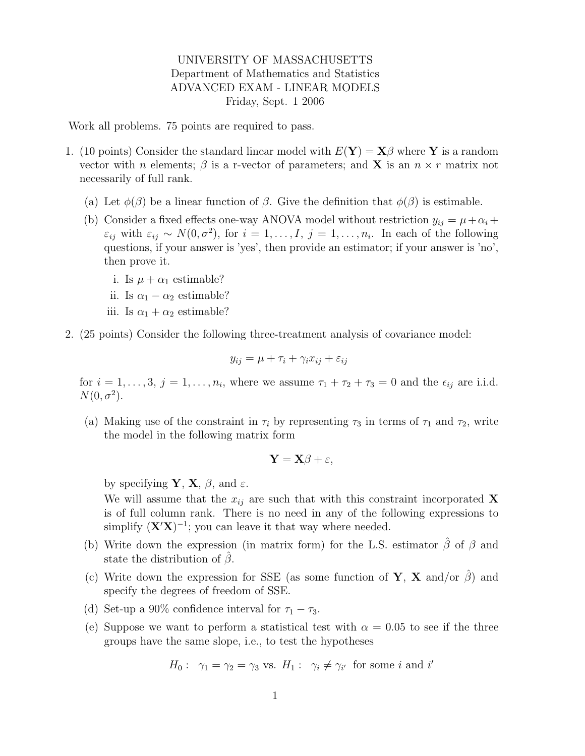UNIVERSITY OF MASSACHUSETTS
Department of Mathematics and Statistics
ADVANCED EXAM - LINEAR MODELS
Friday, Sept. 1 2006

Work all problems. 75 points are required to pass.

1. (10 points) Consider the standard linear model with $E(\mathbf{Y}) = \mathbf{X}\beta$ where $\mathbf{Y}$ is a random vector with $n$ elements; $\beta$ is a r-vector of parameters; and $\mathbf{X}$ is an $n \times r$ matrix not necessarily of full rank.

   (a) Let $\phi(\beta)$ be a linear function of $\beta$. Give the definition that $\phi(\beta)$ is estimable.

   (b) Consider a fixed effects one-way ANOVA model without restriction $y_{ij} = \mu + \alpha_i + \varepsilon_{ij}$ with $\varepsilon_{ij} \sim N(0, \sigma^2)$, for $i = 1, \ldots, I$, $j = 1, \ldots, n_i$. In each of the following questions, if your answer is 'yes', then provide an estimator; if your answer is 'no', then prove it.

      i. Is $\mu + \alpha_1$ estimable?

      ii. Is $\alpha_1 - \alpha_2$ estimable?

      iii. Is $\alpha_1 + \alpha_2$ estimable?

2. (25 points) Consider the following three-treatment analysis of covariance model:

$$y_{ij} = \mu + \tau_i + \gamma_i x_{ij} + \varepsilon_{ij}$$

   for $i = 1, \ldots, 3$, $j = 1, \ldots, n_i$, where we assume $\tau_1 + \tau_2 + \tau_3 = 0$ and the $\epsilon_{ij}$ are i.i.d. $N(0, \sigma^2)$.

   (a) Making use of the constraint in $\tau_i$ by representing $\tau_3$ in terms of $\tau_1$ and $\tau_2$, write the model in the following matrix form

$$\mathbf{Y} = \mathbf{X}\beta + \varepsilon,$$

   by specifying $\mathbf{Y}$, $\mathbf{X}$, $\beta$, and $\varepsilon$.

   We will assume that the $x_{ij}$ are such that with this constraint incorporated $\mathbf{X}$ is of full column rank. There is no need in any of the following expressions to simplify $(\mathbf{X}'\mathbf{X})^{-1}$; you can leave it that way where needed.

   (b) Write down the expression (in matrix form) for the L.S. estimator $\hat{\beta}$ of $\beta$ and state the distribution of $\hat{\beta}$.

   (c) Write down the expression for SSE (as some function of $\mathbf{Y}$, $\mathbf{X}$ and/or $\hat{\beta}$) and specify the degrees of freedom of SSE.

   (d) Set-up a 90% confidence interval for $\tau_1 - \tau_3$.

   (e) Suppose we want to perform a statistical test with $\alpha = 0.05$ to see if the three groups have the same slope, i.e., to test the hypotheses

$$H_0: \ \gamma_1 = \gamma_2 = \gamma_3 \text{ vs. } H_1: \ \gamma_i \neq \gamma_{i'} \text{ for some } i \text{ and } i'$$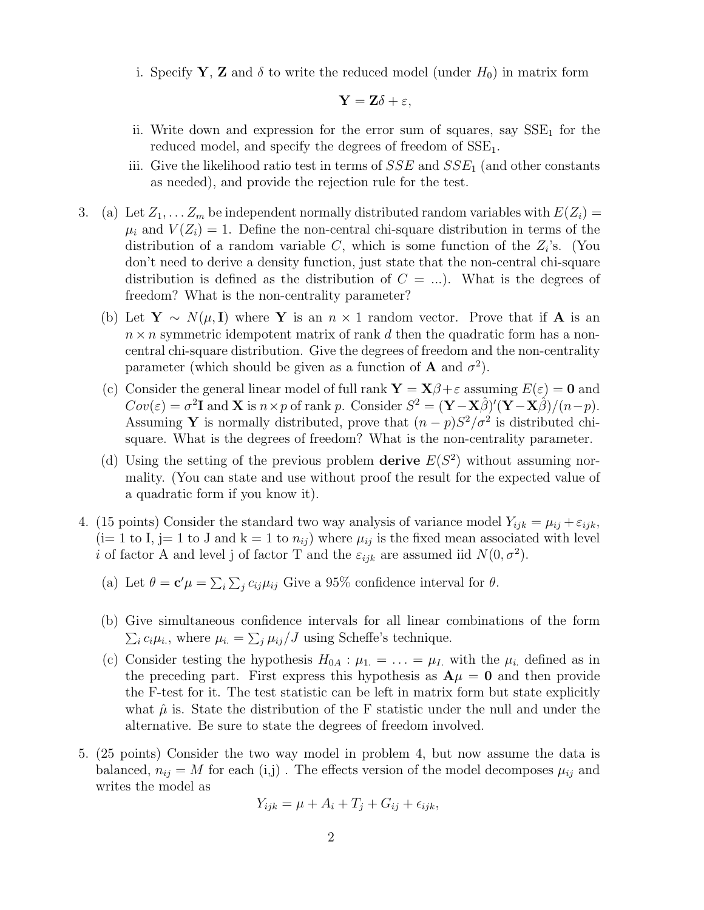i. Specify $\mathbf{Y}$, $\mathbf{Z}$ and $\delta$ to write the reduced model (under $H_0$) in matrix form

$$\mathbf{Y} = \mathbf{Z}\delta + \varepsilon,$$

ii. Write down and expression for the error sum of squares, say $\text{SSE}_1$ for the reduced model, and specify the degrees of freedom of $\text{SSE}_1$.

iii. Give the likelihood ratio test in terms of $SSE$ and $SSE_1$ (and other constants as needed), and provide the rejection rule for the test.

3. (a) Let $Z_1, \ldots Z_m$ be independent normally distributed random variables with $E(Z_i) = \mu_i$ and $V(Z_i) = 1$. Define the non-central chi-square distribution in terms of the distribution of a random variable $C$, which is some function of the $Z_i$'s. (You don't need to derive a density function, just state that the non-central chi-square distribution is defined as the distribution of $C = \ldots$). What is the degrees of freedom? What is the non-centrality parameter?

   (b) Let $\mathbf{Y} \sim N(\mu, \mathbf{I})$ where $\mathbf{Y}$ is an $n \times 1$ random vector. Prove that if $\mathbf{A}$ is an $n \times n$ symmetric idempotent matrix of rank $d$ then the quadratic form has a non-central chi-square distribution. Give the degrees of freedom and the non-centrality parameter (which should be given as a function of $\mathbf{A}$ and $\sigma^2$).

   (c) Consider the general linear model of full rank $\mathbf{Y} = \mathbf{X}\beta + \varepsilon$ assuming $E(\varepsilon) = \mathbf{0}$ and $Cov(\varepsilon) = \sigma^2\mathbf{I}$ and $\mathbf{X}$ is $n \times p$ of rank $p$. Consider $S^2 = (\mathbf{Y} - \mathbf{X}\hat{\beta})'(\mathbf{Y} - \mathbf{X}\hat{\beta})/(n-p)$. Assuming $\mathbf{Y}$ is normally distributed, prove that $(n-p)S^2/\sigma^2$ is distributed chi-square. What is the degrees of freedom? What is the non-centrality parameter.

   (d) Using the setting of the previous problem **derive** $E(S^2)$ without assuming normality. (You can state and use without proof the result for the expected value of a quadratic form if you know it).

4. (15 points) Consider the standard two way analysis of variance model $Y_{ijk} = \mu_{ij} + \varepsilon_{ijk}$, (i= 1 to I, j= 1 to J and k = 1 to $n_{ij}$) where $\mu_{ij}$ is the fixed mean associated with level $i$ of factor A and level j of factor T and the $\varepsilon_{ijk}$ are assumed iid $N(0, \sigma^2)$.

   (a) Let $\theta = \mathbf{c}'\mu = \sum_i \sum_j c_{ij}\mu_{ij}$ Give a 95% confidence interval for $\theta$.

   (b) Give simultaneous confidence intervals for all linear combinations of the form $\sum_i c_i \mu_{i.}$, where $\mu_{i.} = \sum_j \mu_{ij}/J$ using Scheffe's technique.

   (c) Consider testing the hypothesis $H_{0A} : \mu_{1.} = \ldots = \mu_{I.}$ with the $\mu_{i.}$ defined as in the preceding part. First express this hypothesis as $\mathbf{A}\mu = \mathbf{0}$ and then provide the F-test for it. The test statistic can be left in matrix form but state explicitly what $\hat{\mu}$ is. State the distribution of the F statistic under the null and under the alternative. Be sure to state the degrees of freedom involved.

5. (25 points) Consider the two way model in problem 4, but now assume the data is balanced, $n_{ij} = M$ for each (i,j) . The effects version of the model decomposes $\mu_{ij}$ and writes the model as

$$Y_{ijk} = \mu + A_i + T_j + G_{ij} + \epsilon_{ijk},$$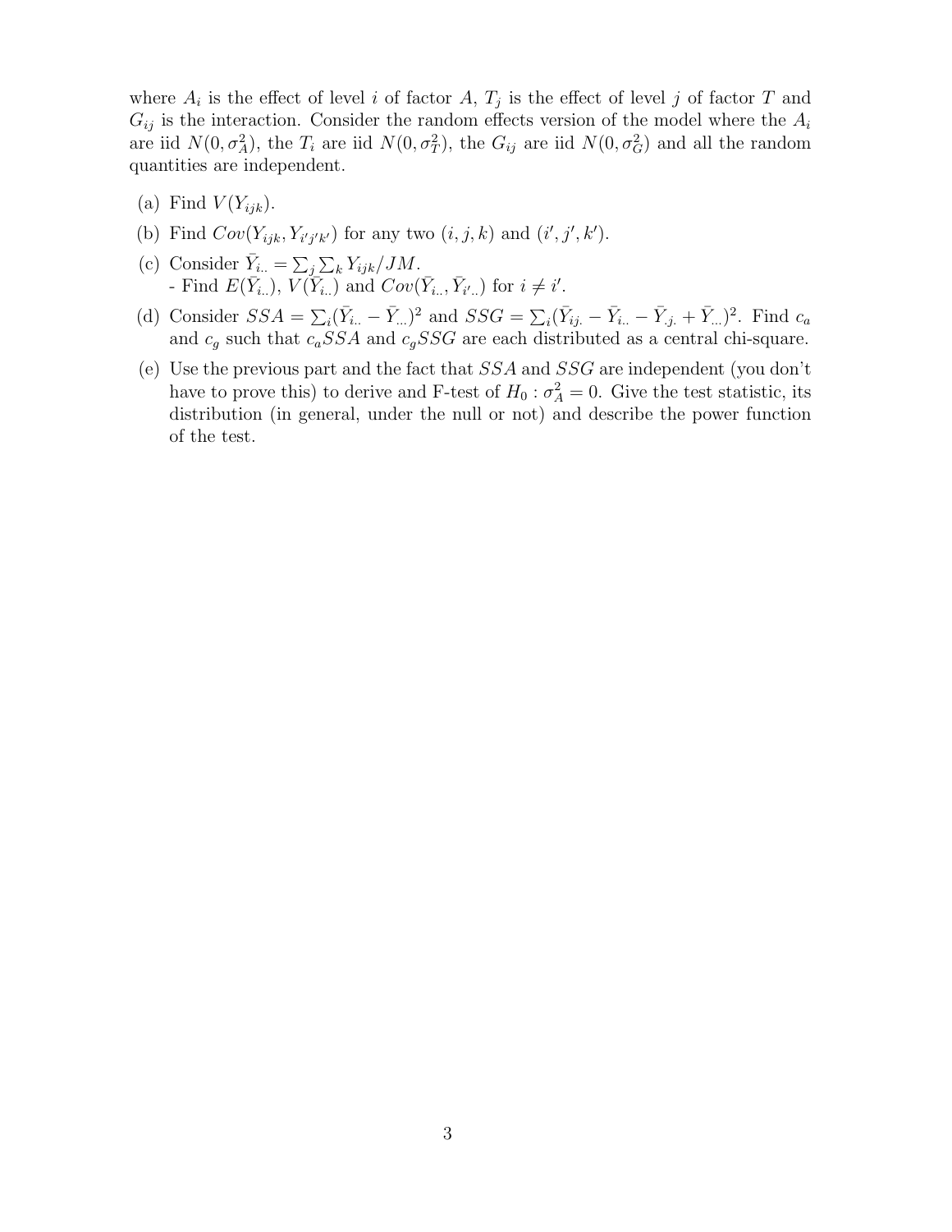where $A_i$ is the effect of level $i$ of factor $A$, $T_j$ is the effect of level $j$ of factor $T$ and $G_{ij}$ is the interaction. Consider the random effects version of the model where the $A_i$ are iid $N(0, \sigma_A^2)$, the $T_i$ are iid $N(0, \sigma_T^2)$, the $G_{ij}$ are iid $N(0, \sigma_G^2)$ and all the random quantities are independent.

(a) Find $V(Y_{ijk})$.

(b) Find $Cov(Y_{ijk}, Y_{i'j'k'})$ for any two $(i, j, k)$ and $(i', j', k')$.

(c) Consider $\bar{Y}_{i..} = \sum_j \sum_k Y_{ijk}/JM$.
- Find $E(\bar{Y}_{i..})$, $V(\bar{Y}_{i..})$ and $Cov(\bar{Y}_{i..}, \bar{Y}_{i'..})$ for $i \neq i'$.

(d) Consider $SSA = \sum_i (\bar{Y}_{i..} - \bar{Y}_{...})^2$ and $SSG = \sum_i (\bar{Y}_{ij.} - \bar{Y}_{i..} - \bar{Y}_{.j.} + \bar{Y}_{...})^2$. Find $c_a$ and $c_g$ such that $c_a SSA$ and $c_g SSG$ are each distributed as a central chi-square.

(e) Use the previous part and the fact that $SSA$ and $SSG$ are independent (you don't have to prove this) to derive and F-test of $H_0 : \sigma_A^2 = 0$. Give the test statistic, its distribution (in general, under the null or not) and describe the power function of the test.